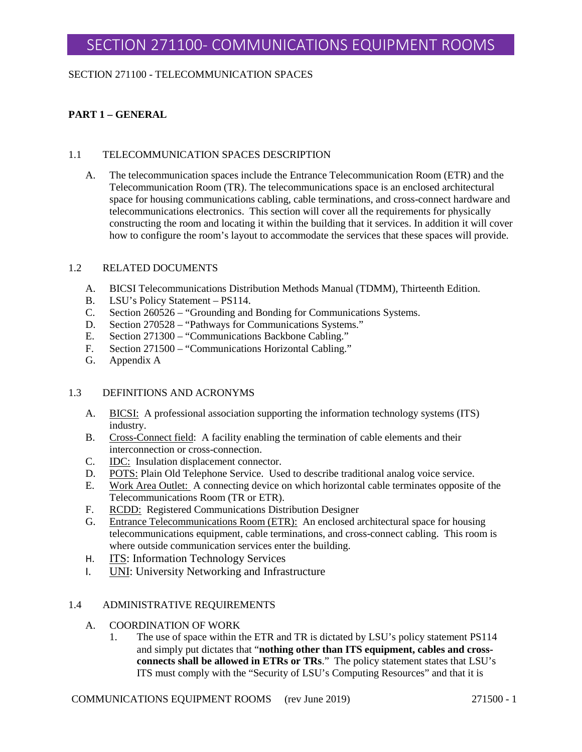# SECTION 271100- COMMUNICATIONS EQUIPMENT ROOMS

SECTION 271100 - TELECOMMUNICATION SPACES

## PART 1 – GENERAL

### 1.1 TELECOMMUNICATION SPACES DESCRIPTION

A. The telecommunication spaces include the Entrance Telecommunication Room (ETR) and the Telecommunication Room (TR). The telecommunications space is an enclosed architectural space for housing communications cabling, cable terminations, and cross-connect hardware and telecommunications electronics. This section will cover all the requirements for physically constructing the room and locating it within the building that it services. In addition it will cover how to configure the room's layout to accommodate the services that these spaces will provide.

### 1.2 RELATED DOCUMENTS

A. BICSI Telecommunications Distribution Methods Manual (TDMM), Thirteenth Edition.
B. LSU's Policy Statement – PS114.
C. Section 260526 – "Grounding and Bonding for Communications Systems.
D. Section 270528 – "Pathways for Communications Systems."
E. Section 271300 – "Communications Backbone Cabling."
F. Section 271500 – "Communications Horizontal Cabling."
G. Appendix A

### 1.3 DEFINITIONS AND ACRONYMS

A. BICSI: A professional association supporting the information technology systems (ITS) industry.
B. Cross-Connect field: A facility enabling the termination of cable elements and their interconnection or cross-connection.
C. IDC: Insulation displacement connector.
D. POTS: Plain Old Telephone Service. Used to describe traditional analog voice service.
E. Work Area Outlet: A connecting device on which horizontal cable terminates opposite of the Telecommunications Room (TR or ETR).
F. RCDD: Registered Communications Distribution Designer
G. Entrance Telecommunications Room (ETR): An enclosed architectural space for housing telecommunications equipment, cable terminations, and cross-connect cabling. This room is where outside communication services enter the building.
H. ITS: Information Technology Services
I. UNI: University Networking and Infrastructure

### 1.4 ADMINISTRATIVE REQUIREMENTS

A. COORDINATION OF WORK
   1. The use of space within the ETR and TR is dictated by LSU's policy statement PS114 and simply put dictates that "**nothing other than ITS equipment, cables and cross-connects shall be allowed in ETRs or TRs**." The policy statement states that LSU's ITS must comply with the "Security of LSU's Computing Resources" and that it is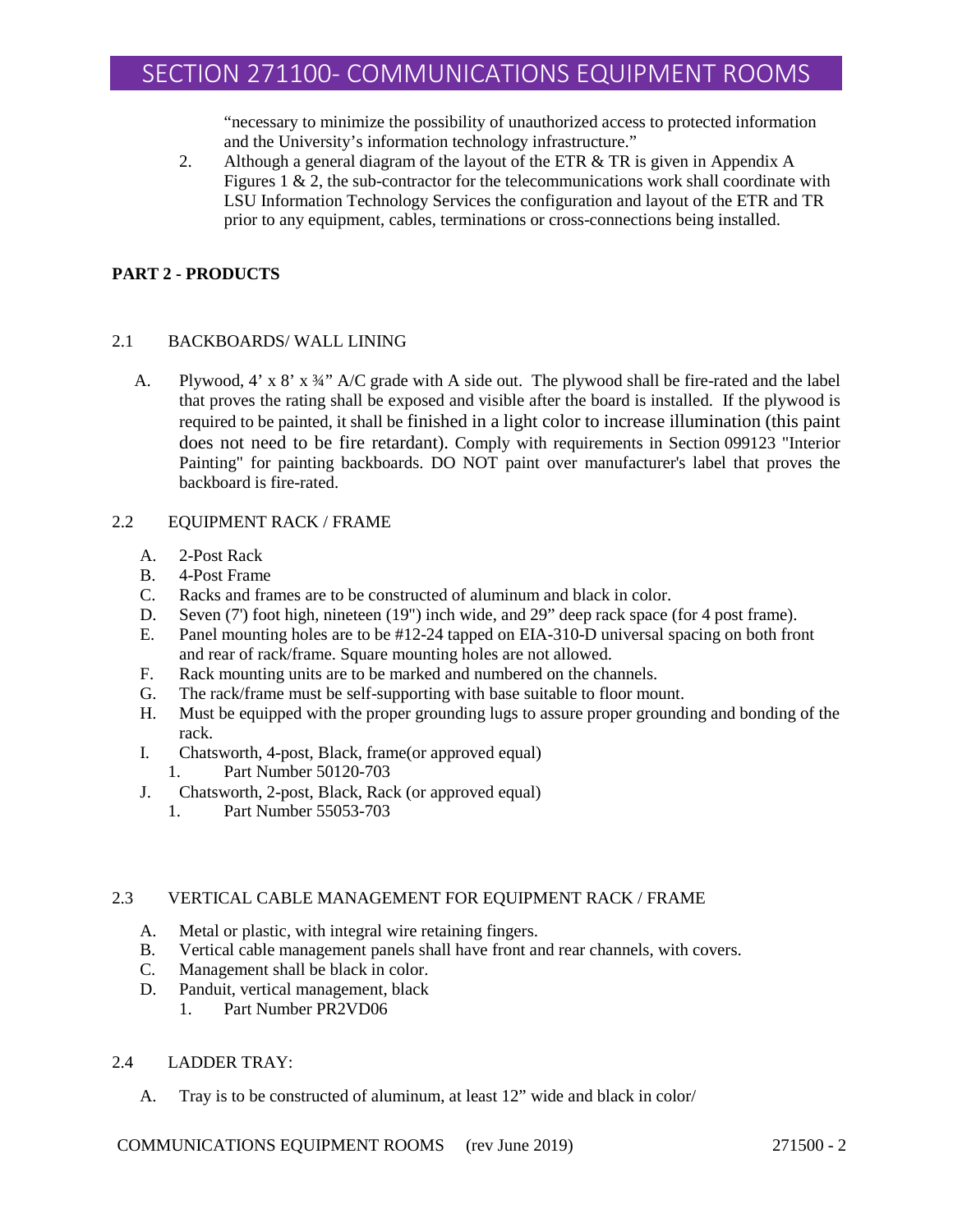"necessary to minimize the possibility of unauthorized access to protected information and the University's information technology infrastructure."

2. Although a general diagram of the layout of the ETR & TR is given in Appendix A Figures 1 & 2, the sub-contractor for the telecommunications work shall coordinate with LSU Information Technology Services the configuration and layout of the ETR and TR prior to any equipment, cables, terminations or cross-connections being installed.

## PART 2 - PRODUCTS

### 2.1 BACKBOARDS/ WALL LINING

A. Plywood, 4' x 8' x ¾" A/C grade with A side out. The plywood shall be fire-rated and the label that proves the rating shall be exposed and visible after the board is installed. If the plywood is required to be painted, it shall be finished in a light color to increase illumination (this paint does not need to be fire retardant). Comply with requirements in Section 099123 "Interior Painting" for painting backboards. DO NOT paint over manufacturer's label that proves the backboard is fire-rated.

### 2.2 EQUIPMENT RACK / FRAME

A. 2-Post Rack
B. 4-Post Frame
C. Racks and frames are to be constructed of aluminum and black in color.
D. Seven (7') foot high, nineteen (19") inch wide, and 29" deep rack space (for 4 post frame).
E. Panel mounting holes are to be #12-24 tapped on EIA-310-D universal spacing on both front and rear of rack/frame. Square mounting holes are not allowed.
F. Rack mounting units are to be marked and numbered on the channels.
G. The rack/frame must be self-supporting with base suitable to floor mount.
H. Must be equipped with the proper grounding lugs to assure proper grounding and bonding of the rack.
I. Chatsworth, 4-post, Black, frame(or approved equal)
   1. Part Number 50120-703
J. Chatsworth, 2-post, Black, Rack (or approved equal)
   1. Part Number 55053-703

### 2.3 VERTICAL CABLE MANAGEMENT FOR EQUIPMENT RACK / FRAME

A. Metal or plastic, with integral wire retaining fingers.
B. Vertical cable management panels shall have front and rear channels, with covers.
C. Management shall be black in color.
D. Panduit, vertical management, black
   1. Part Number PR2VD06

### 2.4 LADDER TRAY:

A. Tray is to be constructed of aluminum, at least 12" wide and black in color/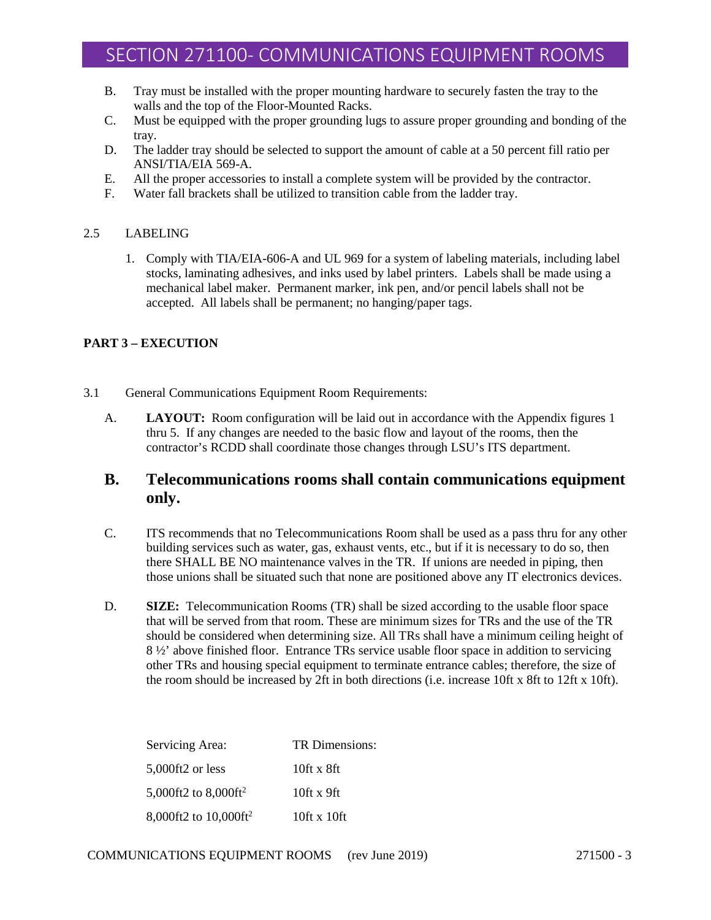B. Tray must be installed with the proper mounting hardware to securely fasten the tray to the walls and the top of the Floor-Mounted Racks.
C. Must be equipped with the proper grounding lugs to assure proper grounding and bonding of the tray.
D. The ladder tray should be selected to support the amount of cable at a 50 percent fill ratio per ANSI/TIA/EIA 569-A.
E. All the proper accessories to install a complete system will be provided by the contractor.
F. Water fall brackets shall be utilized to transition cable from the ladder tray.

2.5 LABELING

1. Comply with TIA/EIA-606-A and UL 969 for a system of labeling materials, including label stocks, laminating adhesives, and inks used by label printers. Labels shall be made using a mechanical label maker. Permanent marker, ink pen, and/or pencil labels shall not be accepted. All labels shall be permanent; no hanging/paper tags.

**PART 3 – EXECUTION**

3.1 General Communications Equipment Room Requirements:

A. **LAYOUT:** Room configuration will be laid out in accordance with the Appendix figures 1 thru 5. If any changes are needed to the basic flow and layout of the rooms, then the contractor's RCDD shall coordinate those changes through LSU's ITS department.

## B. Telecommunications rooms shall contain communications equipment only.

C. ITS recommends that no Telecommunications Room shall be used as a pass thru for any other building services such as water, gas, exhaust vents, etc., but if it is necessary to do so, then there SHALL BE NO maintenance valves in the TR. If unions are needed in piping, then those unions shall be situated such that none are positioned above any IT electronics devices.

D. **SIZE:** Telecommunication Rooms (TR) shall be sized according to the usable floor space that will be served from that room. These are minimum sizes for TRs and the use of the TR should be considered when determining size. All TRs shall have a minimum ceiling height of 8 ½' above finished floor. Entrance TRs service usable floor space in addition to servicing other TRs and housing special equipment to terminate entrance cables; therefore, the size of the room should be increased by 2ft in both directions (i.e. increase 10ft x 8ft to 12ft x 10ft).

| Servicing Area: | TR Dimensions: |
|---|---|
| 5,000ft2 or less | 10ft x 8ft |
| 5,000ft2 to 8,000ft$^2$ | 10ft x 9ft |
| 8,000ft2 to 10,000ft$^2$ | 10ft x 10ft |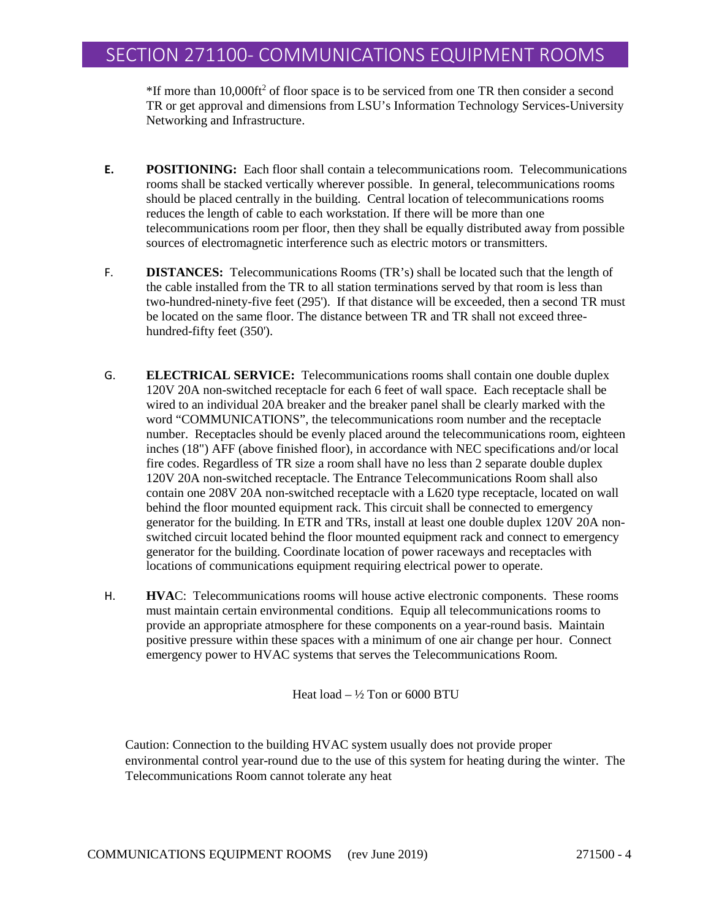*If more than 10,000ft$^2$ of floor space is to be serviced from one TR then consider a second TR or get approval and dimensions from LSU's Information Technology Services-University Networking and Infrastructure.

E. **POSITIONING:** Each floor shall contain a telecommunications room. Telecommunications rooms shall be stacked vertically wherever possible. In general, telecommunications rooms should be placed centrally in the building. Central location of telecommunications rooms reduces the length of cable to each workstation. If there will be more than one telecommunications room per floor, then they shall be equally distributed away from possible sources of electromagnetic interference such as electric motors or transmitters.

F. **DISTANCES:** Telecommunications Rooms (TR's) shall be located such that the length of the cable installed from the TR to all station terminations served by that room is less than two-hundred-ninety-five feet (295'). If that distance will be exceeded, then a second TR must be located on the same floor. The distance between TR and TR shall not exceed three-hundred-fifty feet (350').

G. **ELECTRICAL SERVICE:** Telecommunications rooms shall contain one double duplex 120V 20A non-switched receptacle for each 6 feet of wall space. Each receptacle shall be wired to an individual 20A breaker and the breaker panel shall be clearly marked with the word "COMMUNICATIONS", the telecommunications room number and the receptacle number. Receptacles should be evenly placed around the telecommunications room, eighteen inches (18") AFF (above finished floor), in accordance with NEC specifications and/or local fire codes. Regardless of TR size a room shall have no less than 2 separate double duplex 120V 20A non-switched receptacle. The Entrance Telecommunications Room shall also contain one 208V 20A non-switched receptacle with a L620 type receptacle, located on wall behind the floor mounted equipment rack. This circuit shall be connected to emergency generator for the building. In ETR and TRs, install at least one double duplex 120V 20A non-switched circuit located behind the floor mounted equipment rack and connect to emergency generator for the building. Coordinate location of power raceways and receptacles with locations of communications equipment requiring electrical power to operate.

H. **HVAC**: Telecommunications rooms will house active electronic components. These rooms must maintain certain environmental conditions. Equip all telecommunications rooms to provide an appropriate atmosphere for these components on a year-round basis. Maintain positive pressure within these spaces with a minimum of one air change per hour. Connect emergency power to HVAC systems that serves the Telecommunications Room.

Heat load – ½ Ton or 6000 BTU

Caution: Connection to the building HVAC system usually does not provide proper environmental control year-round due to the use of this system for heating during the winter. The Telecommunications Room cannot tolerate any heat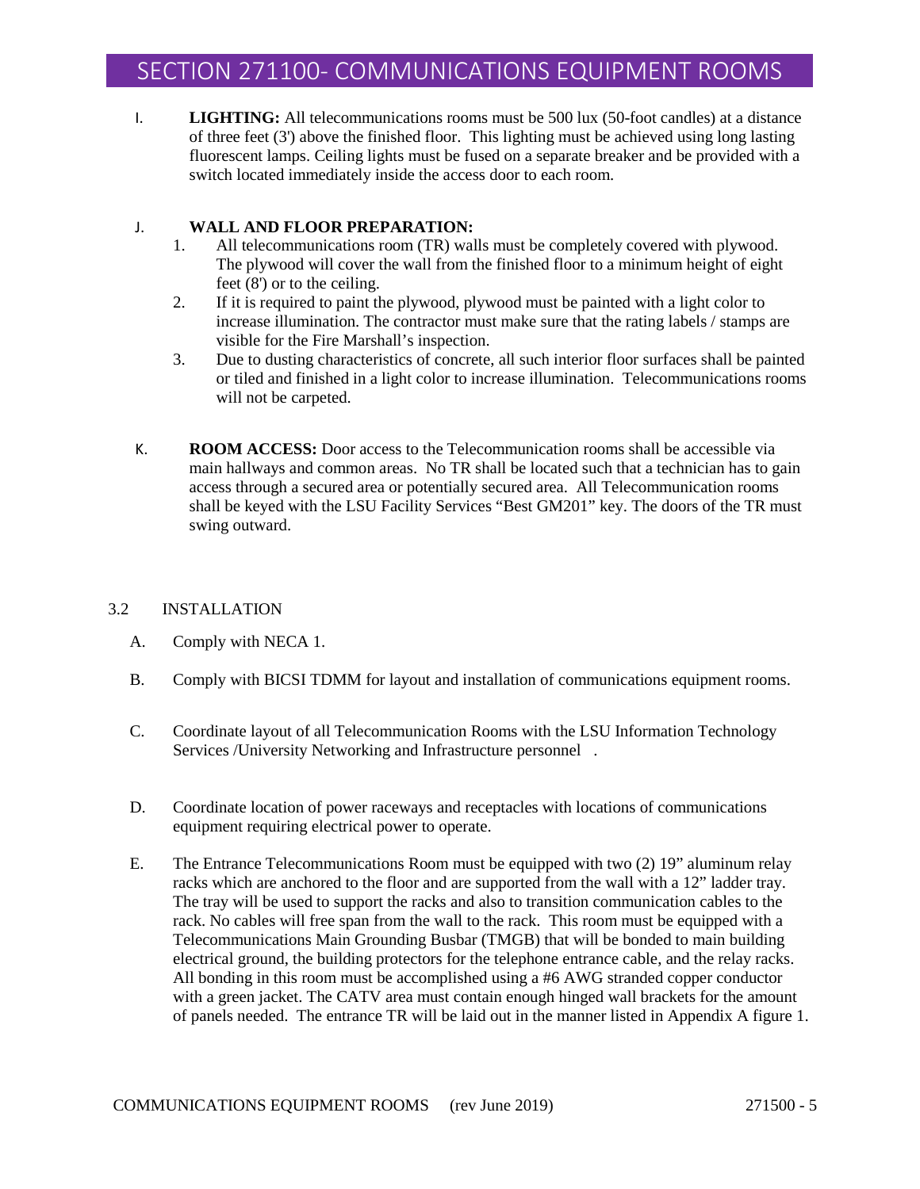I. **LIGHTING:** All telecommunications rooms must be 500 lux (50-foot candles) at a distance of three feet (3') above the finished floor. This lighting must be achieved using long lasting fluorescent lamps. Ceiling lights must be fused on a separate breaker and be provided with a switch located immediately inside the access door to each room.

J. **WALL AND FLOOR PREPARATION:**

1. All telecommunications room (TR) walls must be completely covered with plywood. The plywood will cover the wall from the finished floor to a minimum height of eight feet (8') or to the ceiling.
2. If it is required to paint the plywood, plywood must be painted with a light color to increase illumination. The contractor must make sure that the rating labels / stamps are visible for the Fire Marshall's inspection.
3. Due to dusting characteristics of concrete, all such interior floor surfaces shall be painted or tiled and finished in a light color to increase illumination. Telecommunications rooms will not be carpeted.

K. **ROOM ACCESS:** Door access to the Telecommunication rooms shall be accessible via main hallways and common areas. No TR shall be located such that a technician has to gain access through a secured area or potentially secured area. All Telecommunication rooms shall be keyed with the LSU Facility Services "Best GM201" key. The doors of the TR must swing outward.

## 3.2 INSTALLATION

A. Comply with NECA 1.

B. Comply with BICSI TDMM for layout and installation of communications equipment rooms.

C. Coordinate layout of all Telecommunication Rooms with the LSU Information Technology Services /University Networking and Infrastructure personnel .

D. Coordinate location of power raceways and receptacles with locations of communications equipment requiring electrical power to operate.

E. The Entrance Telecommunications Room must be equipped with two (2) 19" aluminum relay racks which are anchored to the floor and are supported from the wall with a 12" ladder tray. The tray will be used to support the racks and also to transition communication cables to the rack. No cables will free span from the wall to the rack. This room must be equipped with a Telecommunications Main Grounding Busbar (TMGB) that will be bonded to main building electrical ground, the building protectors for the telephone entrance cable, and the relay racks. All bonding in this room must be accomplished using a #6 AWG stranded copper conductor with a green jacket. The CATV area must contain enough hinged wall brackets for the amount of panels needed. The entrance TR will be laid out in the manner listed in Appendix A figure 1.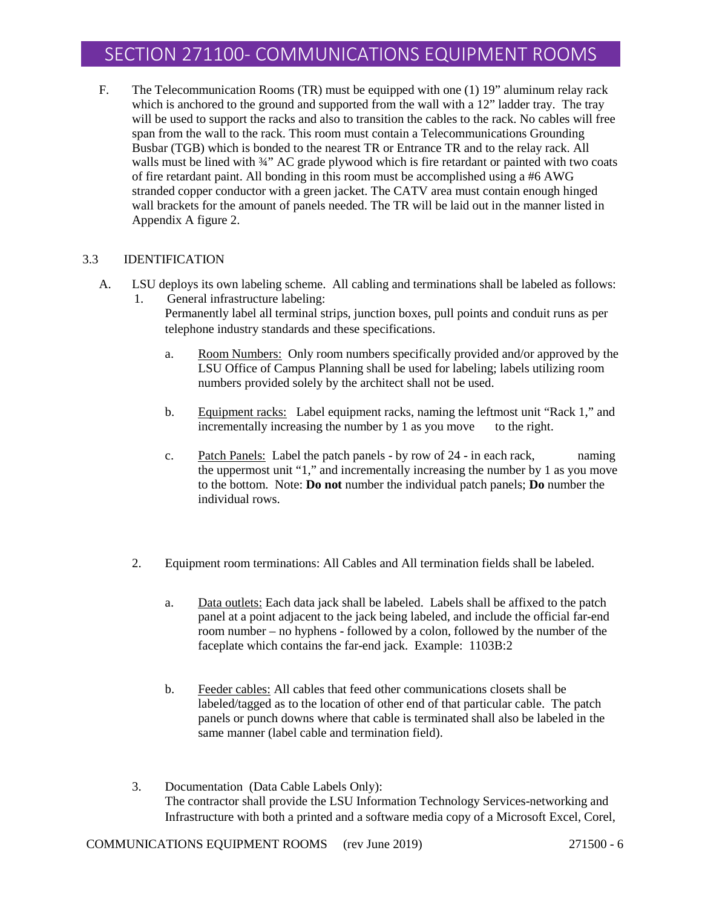F. The Telecommunication Rooms (TR) must be equipped with one (1) 19" aluminum relay rack which is anchored to the ground and supported from the wall with a 12" ladder tray. The tray will be used to support the racks and also to transition the cables to the rack. No cables will free span from the wall to the rack. This room must contain a Telecommunications Grounding Busbar (TGB) which is bonded to the nearest TR or Entrance TR and to the relay rack. All walls must be lined with ¾" AC grade plywood which is fire retardant or painted with two coats of fire retardant paint. All bonding in this room must be accomplished using a #6 AWG stranded copper conductor with a green jacket. The CATV area must contain enough hinged wall brackets for the amount of panels needed. The TR will be laid out in the manner listed in Appendix A figure 2.

## 3.3 IDENTIFICATION

A. LSU deploys its own labeling scheme. All cabling and terminations shall be labeled as follows:

1. General infrastructure labeling:
   Permanently label all terminal strips, junction boxes, pull points and conduit runs as per telephone industry standards and these specifications.

   a. Room Numbers: Only room numbers specifically provided and/or approved by the LSU Office of Campus Planning shall be used for labeling; labels utilizing room numbers provided solely by the architect shall not be used.

   b. Equipment racks: Label equipment racks, naming the leftmost unit "Rack 1," and incrementally increasing the number by 1 as you move to the right.

   c. Patch Panels: Label the patch panels - by row of 24 - in each rack, naming the uppermost unit "1," and incrementally increasing the number by 1 as you move to the bottom. Note: **Do not** number the individual patch panels; **Do** number the individual rows.

2. Equipment room terminations: All Cables and All termination fields shall be labeled.

   a. Data outlets: Each data jack shall be labeled. Labels shall be affixed to the patch panel at a point adjacent to the jack being labeled, and include the official far-end room number – no hyphens - followed by a colon, followed by the number of the faceplate which contains the far-end jack. Example: 1103B:2

   b. Feeder cables: All cables that feed other communications closets shall be labeled/tagged as to the location of other end of that particular cable. The patch panels or punch downs where that cable is terminated shall also be labeled in the same manner (label cable and termination field).

3. Documentation (Data Cable Labels Only):
   The contractor shall provide the LSU Information Technology Services-networking and Infrastructure with both a printed and a software media copy of a Microsoft Excel, Corel,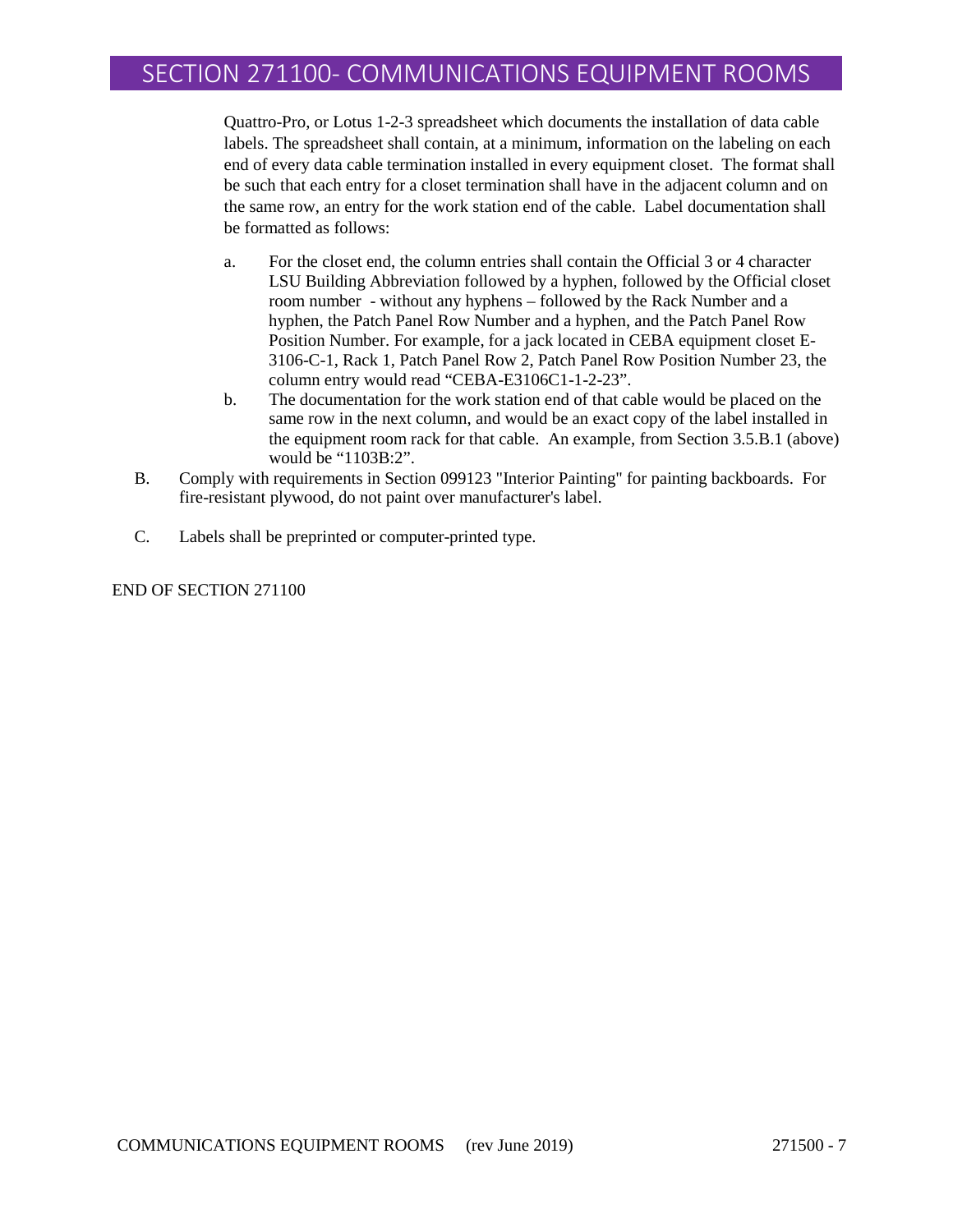Quattro-Pro, or Lotus 1-2-3 spreadsheet which documents the installation of data cable labels. The spreadsheet shall contain, at a minimum, information on the labeling on each end of every data cable termination installed in every equipment closet. The format shall be such that each entry for a closet termination shall have in the adjacent column and on the same row, an entry for the work station end of the cable. Label documentation shall be formatted as follows:

a. For the closet end, the column entries shall contain the Official 3 or 4 character LSU Building Abbreviation followed by a hyphen, followed by the Official closet room number - without any hyphens – followed by the Rack Number and a hyphen, the Patch Panel Row Number and a hyphen, and the Patch Panel Row Position Number. For example, for a jack located in CEBA equipment closet E-3106-C-1, Rack 1, Patch Panel Row 2, Patch Panel Row Position Number 23, the column entry would read "CEBA-E3106C1-1-2-23".

b. The documentation for the work station end of that cable would be placed on the same row in the next column, and would be an exact copy of the label installed in the equipment room rack for that cable. An example, from Section 3.5.B.1 (above) would be "1103B:2".

B. Comply with requirements in Section 099123 "Interior Painting" for painting backboards. For fire-resistant plywood, do not paint over manufacturer's label.

C. Labels shall be preprinted or computer-printed type.

END OF SECTION 271100